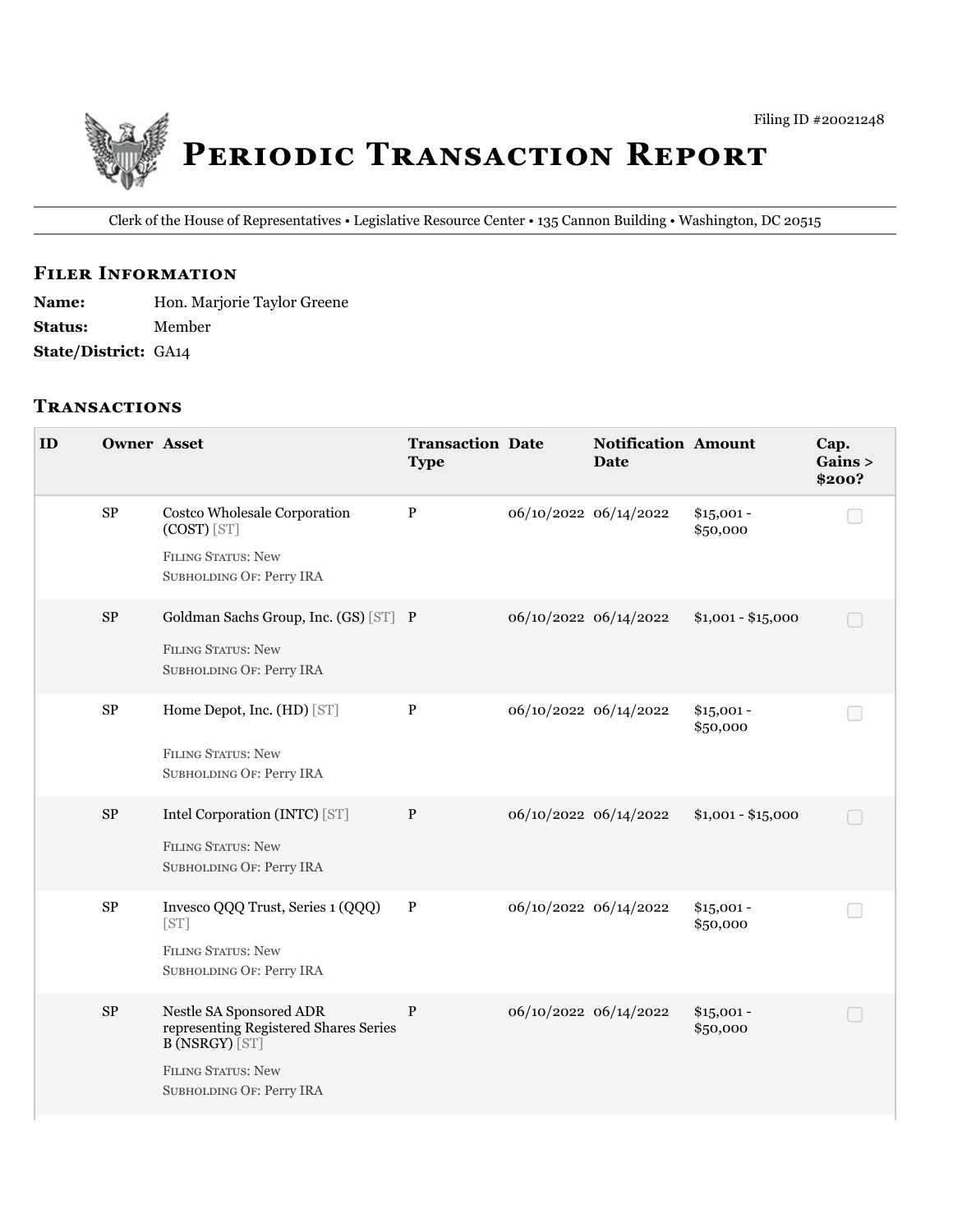Filing ID #20021248

# Periodic Transaction Report

Clerk of the House of Representatives • Legislative Resource Center • 135 Cannon Building • Washington, DC 20515

## Filer Information

**Name:** Hon. Marjorie Taylor Greene
**Status:** Member
**State/District:** GA14

## Transactions

| ID | Owner | Asset | Transaction Type | Date | Notification Date | Amount | Cap. Gains > $200? |
|---|---|---|---|---|---|---|---|
| | SP | Costco Wholesale Corporation (COST) [ST]<br>Filing Status: New<br>Subholding Of: Perry IRA | P | 06/10/2022 | 06/14/2022 | $15,001 - $50,000 | |
| | SP | Goldman Sachs Group, Inc. (GS) [ST]<br>Filing Status: New<br>Subholding Of: Perry IRA | P | 06/10/2022 | 06/14/2022 | $1,001 - $15,000 | |
| | SP | Home Depot, Inc. (HD) [ST]<br>Filing Status: New<br>Subholding Of: Perry IRA | P | 06/10/2022 | 06/14/2022 | $15,001 - $50,000 | |
| | SP | Intel Corporation (INTC) [ST]<br>Filing Status: New<br>Subholding Of: Perry IRA | P | 06/10/2022 | 06/14/2022 | $1,001 - $15,000 | |
| | SP | Invesco QQQ Trust, Series 1 (QQQ) [ST]<br>Filing Status: New<br>Subholding Of: Perry IRA | P | 06/10/2022 | 06/14/2022 | $15,001 - $50,000 | |
| | SP | Nestle SA Sponsored ADR representing Registered Shares Series B (NSRGY) [ST]<br>Filing Status: New<br>Subholding Of: Perry IRA | P | 06/10/2022 | 06/14/2022 | $15,001 - $50,000 | |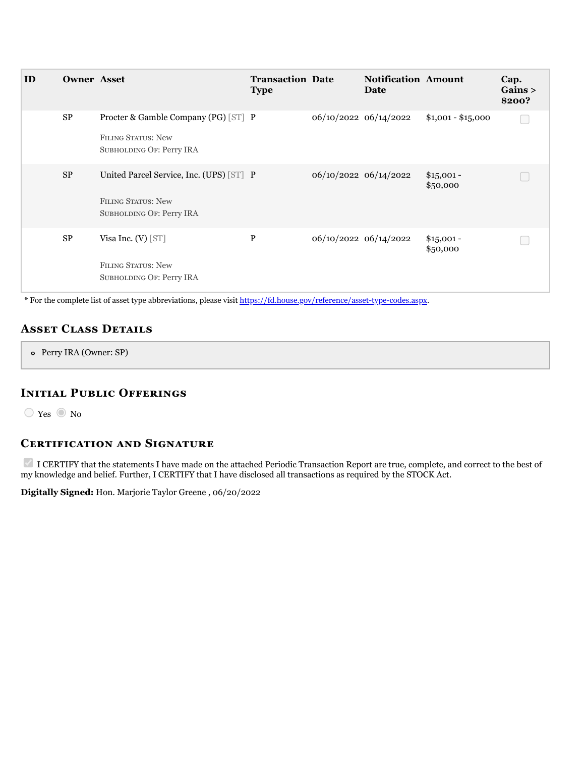| ID | Owner | Asset | Transaction Type | Date | Notification Date | Amount | Cap. Gains > $200? |
|---|---|---|---|---|---|---|---|
| | SP | Procter & Gamble Company (PG) [ST]<br><br>Filing Status: New<br>Subholding Of: Perry IRA | P | 06/10/2022 | 06/14/2022 | $1,001 - $15,000 | ☐ |
| | SP | United Parcel Service, Inc. (UPS) [ST]<br><br>Filing Status: New<br>Subholding Of: Perry IRA | P | 06/10/2022 | 06/14/2022 | $15,001 - $50,000 | ☐ |
| | SP | Visa Inc. (V) [ST]<br><br>Filing Status: New<br>Subholding Of: Perry IRA | P | 06/10/2022 | 06/14/2022 | $15,001 - $50,000 | ☐ |

* For the complete list of asset type abbreviations, please visit https://fd.house.gov/reference/asset-type-codes.aspx.

## Asset Class Details

- Perry IRA (Owner: SP)

## Initial Public Offerings

○ Yes ◉ No

## Certification and Signature

☑ I CERTIFY that the statements I have made on the attached Periodic Transaction Report are true, complete, and correct to the best of my knowledge and belief. Further, I CERTIFY that I have disclosed all transactions as required by the STOCK Act.

**Digitally Signed:** Hon. Marjorie Taylor Greene , 06/20/2022